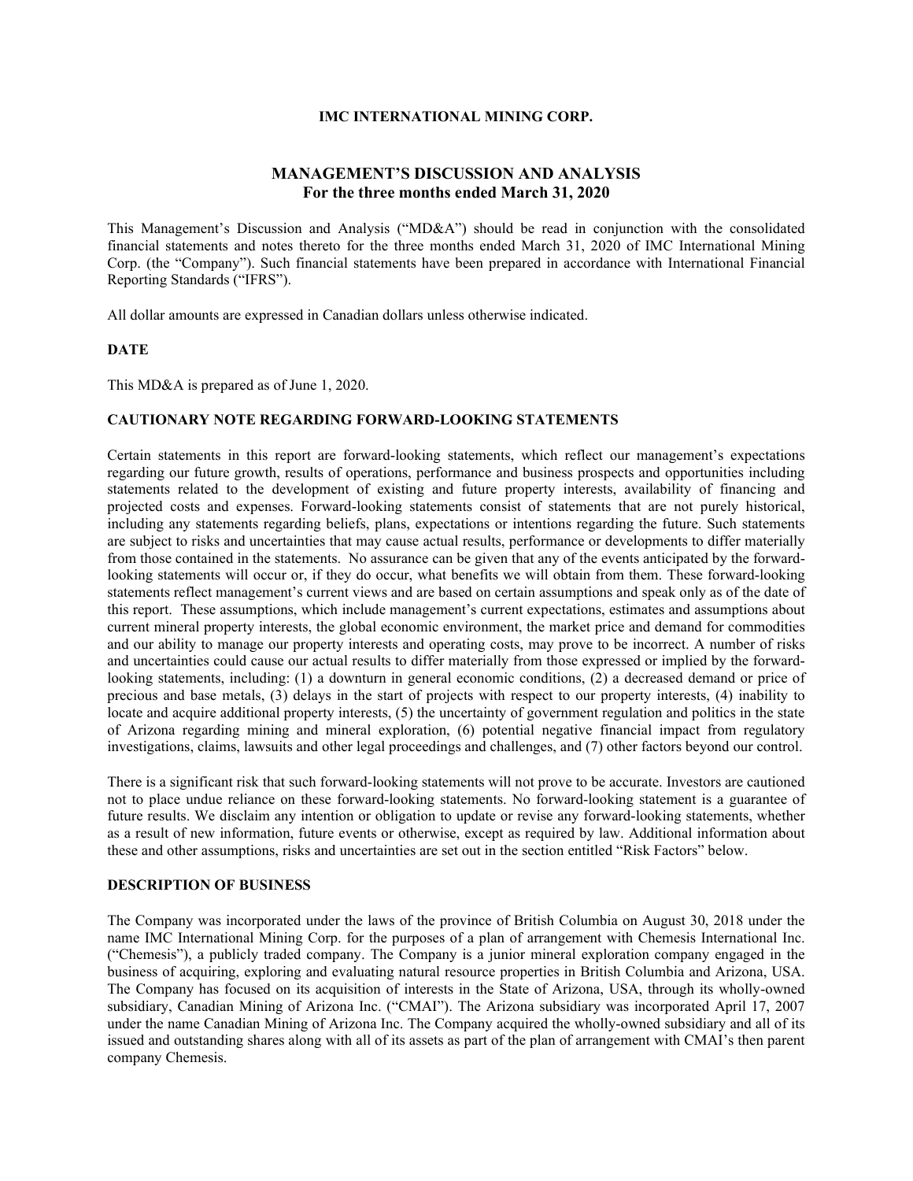**IMC INTERNATIONAL MINING CORP.**

# MANAGEMENT'S DISCUSSION AND ANALYSIS
## For the three months ended March 31, 2020

This Management's Discussion and Analysis ("MD&A") should be read in conjunction with the consolidated financial statements and notes thereto for the three months ended March 31, 2020 of IMC International Mining Corp. (the "Company"). Such financial statements have been prepared in accordance with International Financial Reporting Standards ("IFRS").

All dollar amounts are expressed in Canadian dollars unless otherwise indicated.

### DATE

This MD&A is prepared as of June 1, 2020.

### CAUTIONARY NOTE REGARDING FORWARD-LOOKING STATEMENTS

Certain statements in this report are forward-looking statements, which reflect our management's expectations regarding our future growth, results of operations, performance and business prospects and opportunities including statements related to the development of existing and future property interests, availability of financing and projected costs and expenses. Forward-looking statements consist of statements that are not purely historical, including any statements regarding beliefs, plans, expectations or intentions regarding the future. Such statements are subject to risks and uncertainties that may cause actual results, performance or developments to differ materially from those contained in the statements. No assurance can be given that any of the events anticipated by the forward-looking statements will occur or, if they do occur, what benefits we will obtain from them. These forward-looking statements reflect management's current views and are based on certain assumptions and speak only as of the date of this report. These assumptions, which include management's current expectations, estimates and assumptions about current mineral property interests, the global economic environment, the market price and demand for commodities and our ability to manage our property interests and operating costs, may prove to be incorrect. A number of risks and uncertainties could cause our actual results to differ materially from those expressed or implied by the forward-looking statements, including: (1) a downturn in general economic conditions, (2) a decreased demand or price of precious and base metals, (3) delays in the start of projects with respect to our property interests, (4) inability to locate and acquire additional property interests, (5) the uncertainty of government regulation and politics in the state of Arizona regarding mining and mineral exploration, (6) potential negative financial impact from regulatory investigations, claims, lawsuits and other legal proceedings and challenges, and (7) other factors beyond our control.

There is a significant risk that such forward-looking statements will not prove to be accurate. Investors are cautioned not to place undue reliance on these forward-looking statements. No forward-looking statement is a guarantee of future results. We disclaim any intention or obligation to update or revise any forward-looking statements, whether as a result of new information, future events or otherwise, except as required by law. Additional information about these and other assumptions, risks and uncertainties are set out in the section entitled "Risk Factors" below.

### DESCRIPTION OF BUSINESS

The Company was incorporated under the laws of the province of British Columbia on August 30, 2018 under the name IMC International Mining Corp. for the purposes of a plan of arrangement with Chemesis International Inc. ("Chemesis"), a publicly traded company. The Company is a junior mineral exploration company engaged in the business of acquiring, exploring and evaluating natural resource properties in British Columbia and Arizona, USA. The Company has focused on its acquisition of interests in the State of Arizona, USA, through its wholly-owned subsidiary, Canadian Mining of Arizona Inc. ("CMAI"). The Arizona subsidiary was incorporated April 17, 2007 under the name Canadian Mining of Arizona Inc. The Company acquired the wholly-owned subsidiary and all of its issued and outstanding shares along with all of its assets as part of the plan of arrangement with CMAI's then parent company Chemesis.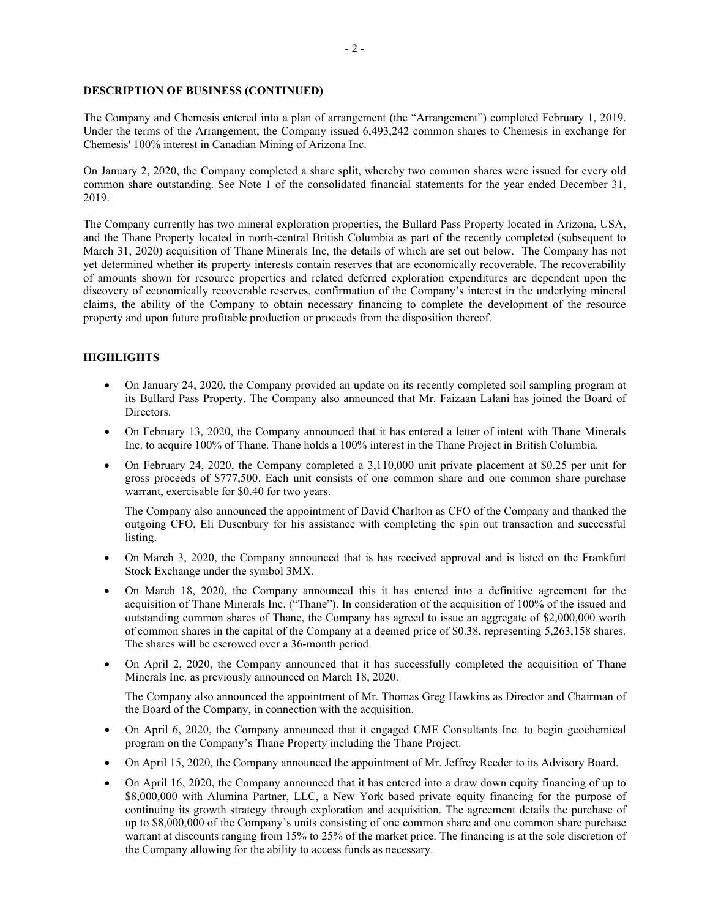**DESCRIPTION OF BUSINESS (CONTINUED)**

The Company and Chemesis entered into a plan of arrangement (the "Arrangement") completed February 1, 2019. Under the terms of the Arrangement, the Company issued 6,493,242 common shares to Chemesis in exchange for Chemesis' 100% interest in Canadian Mining of Arizona Inc.

On January 2, 2020, the Company completed a share split, whereby two common shares were issued for every old common share outstanding. See Note 1 of the consolidated financial statements for the year ended December 31, 2019.

The Company currently has two mineral exploration properties, the Bullard Pass Property located in Arizona, USA, and the Thane Property located in north-central British Columbia as part of the recently completed (subsequent to March 31, 2020) acquisition of Thane Minerals Inc, the details of which are set out below. The Company has not yet determined whether its property interests contain reserves that are economically recoverable. The recoverability of amounts shown for resource properties and related deferred exploration expenditures are dependent upon the discovery of economically recoverable reserves, confirmation of the Company's interest in the underlying mineral claims, the ability of the Company to obtain necessary financing to complete the development of the resource property and upon future profitable production or proceeds from the disposition thereof.

**HIGHLIGHTS**

- On January 24, 2020, the Company provided an update on its recently completed soil sampling program at its Bullard Pass Property. The Company also announced that Mr. Faizaan Lalani has joined the Board of Directors.
- On February 13, 2020, the Company announced that it has entered a letter of intent with Thane Minerals Inc. to acquire 100% of Thane. Thane holds a 100% interest in the Thane Project in British Columbia.
- On February 24, 2020, the Company completed a 3,110,000 unit private placement at $0.25 per unit for gross proceeds of $777,500. Each unit consists of one common share and one common share purchase warrant, exercisable for $0.40 for two years.

  The Company also announced the appointment of David Charlton as CFO of the Company and thanked the outgoing CFO, Eli Dusenbury for his assistance with completing the spin out transaction and successful listing.
- On March 3, 2020, the Company announced that is has received approval and is listed on the Frankfurt Stock Exchange under the symbol 3MX.
- On March 18, 2020, the Company announced this it has entered into a definitive agreement for the acquisition of Thane Minerals Inc. ("Thane"). In consideration of the acquisition of 100% of the issued and outstanding common shares of Thane, the Company has agreed to issue an aggregate of $2,000,000 worth of common shares in the capital of the Company at a deemed price of $0.38, representing 5,263,158 shares. The shares will be escrowed over a 36-month period.
- On April 2, 2020, the Company announced that it has successfully completed the acquisition of Thane Minerals Inc. as previously announced on March 18, 2020.

  The Company also announced the appointment of Mr. Thomas Greg Hawkins as Director and Chairman of the Board of the Company, in connection with the acquisition.
- On April 6, 2020, the Company announced that it engaged CME Consultants Inc. to begin geochemical program on the Company's Thane Property including the Thane Project.
- On April 15, 2020, the Company announced the appointment of Mr. Jeffrey Reeder to its Advisory Board.
- On April 16, 2020, the Company announced that it has entered into a draw down equity financing of up to $8,000,000 with Alumina Partner, LLC, a New York based private equity financing for the purpose of continuing its growth strategy through exploration and acquisition. The agreement details the purchase of up to $8,000,000 of the Company's units consisting of one common share and one common share purchase warrant at discounts ranging from 15% to 25% of the market price. The financing is at the sole discretion of the Company allowing for the ability to access funds as necessary.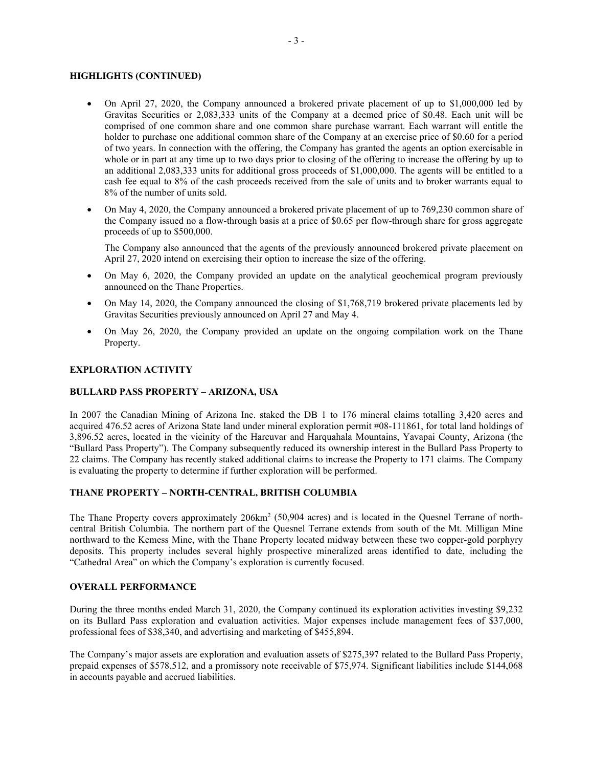## HIGHLIGHTS (CONTINUED)

- On April 27, 2020, the Company announced a brokered private placement of up to $1,000,000 led by Gravitas Securities or 2,083,333 units of the Company at a deemed price of $0.48. Each unit will be comprised of one common share and one common share purchase warrant. Each warrant will entitle the holder to purchase one additional common share of the Company at an exercise price of $0.60 for a period of two years. In connection with the offering, the Company has granted the agents an option exercisable in whole or in part at any time up to two days prior to closing of the offering to increase the offering by up to an additional 2,083,333 units for additional gross proceeds of $1,000,000. The agents will be entitled to a cash fee equal to 8% of the cash proceeds received from the sale of units and to broker warrants equal to 8% of the number of units sold.
- On May 4, 2020, the Company announced a brokered private placement of up to 769,230 common share of the Company issued no a flow-through basis at a price of $0.65 per flow-through share for gross aggregate proceeds of up to $500,000.

  The Company also announced that the agents of the previously announced brokered private placement on April 27, 2020 intend on exercising their option to increase the size of the offering.
- On May 6, 2020, the Company provided an update on the analytical geochemical program previously announced on the Thane Properties.
- On May 14, 2020, the Company announced the closing of $1,768,719 brokered private placements led by Gravitas Securities previously announced on April 27 and May 4.
- On May 26, 2020, the Company provided an update on the ongoing compilation work on the Thane Property.

## EXPLORATION ACTIVITY

### BULLARD PASS PROPERTY – ARIZONA, USA

In 2007 the Canadian Mining of Arizona Inc. staked the DB 1 to 176 mineral claims totalling 3,420 acres and acquired 476.52 acres of Arizona State land under mineral exploration permit #08-111861, for total land holdings of 3,896.52 acres, located in the vicinity of the Harcuvar and Harquahala Mountains, Yavapai County, Arizona (the "Bullard Pass Property"). The Company subsequently reduced its ownership interest in the Bullard Pass Property to 22 claims. The Company has recently staked additional claims to increase the Property to 171 claims. The Company is evaluating the property to determine if further exploration will be performed.

### THANE PROPERTY – NORTH-CENTRAL, BRITISH COLUMBIA

The Thane Property covers approximately 206km$^2$ (50,904 acres) and is located in the Quesnel Terrane of north-central British Columbia. The northern part of the Quesnel Terrane extends from south of the Mt. Milligan Mine northward to the Kemess Mine, with the Thane Property located midway between these two copper-gold porphyry deposits. This property includes several highly prospective mineralized areas identified to date, including the "Cathedral Area" on which the Company's exploration is currently focused.

## OVERALL PERFORMANCE

During the three months ended March 31, 2020, the Company continued its exploration activities investing $9,232 on its Bullard Pass exploration and evaluation activities. Major expenses include management fees of $37,000, professional fees of $38,340, and advertising and marketing of $455,894.

The Company's major assets are exploration and evaluation assets of $275,397 related to the Bullard Pass Property, prepaid expenses of $578,512, and a promissory note receivable of $75,974. Significant liabilities include $144,068 in accounts payable and accrued liabilities.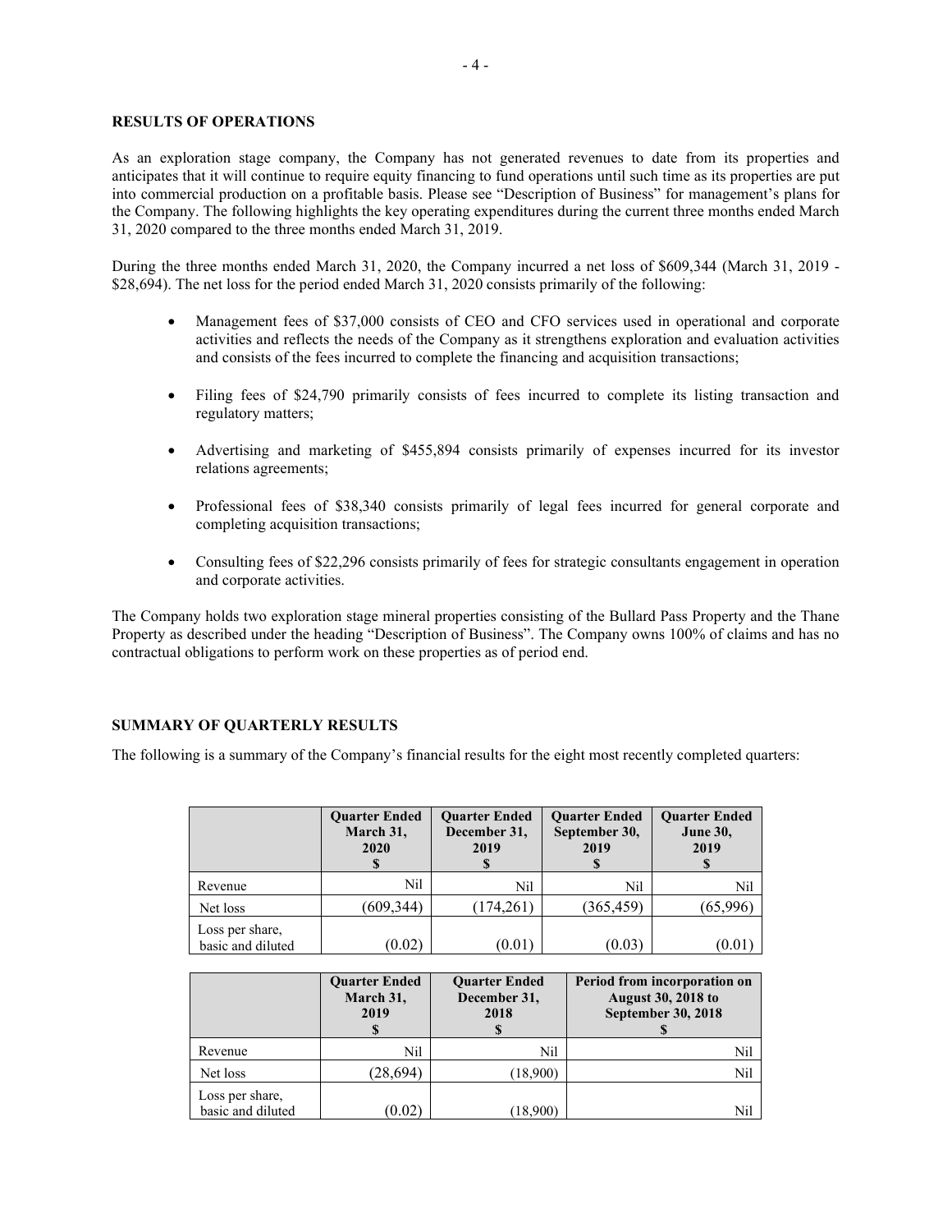## RESULTS OF OPERATIONS

As an exploration stage company, the Company has not generated revenues to date from its properties and anticipates that it will continue to require equity financing to fund operations until such time as its properties are put into commercial production on a profitable basis. Please see "Description of Business" for management's plans for the Company. The following highlights the key operating expenditures during the current three months ended March 31, 2020 compared to the three months ended March 31, 2019.

During the three months ended March 31, 2020, the Company incurred a net loss of $609,344 (March 31, 2019 - $28,694). The net loss for the period ended March 31, 2020 consists primarily of the following:

- Management fees of $37,000 consists of CEO and CFO services used in operational and corporate activities and reflects the needs of the Company as it strengthens exploration and evaluation activities and consists of the fees incurred to complete the financing and acquisition transactions;
- Filing fees of $24,790 primarily consists of fees incurred to complete its listing transaction and regulatory matters;
- Advertising and marketing of $455,894 consists primarily of expenses incurred for its investor relations agreements;
- Professional fees of $38,340 consists primarily of legal fees incurred for general corporate and completing acquisition transactions;
- Consulting fees of $22,296 consists primarily of fees for strategic consultants engagement in operation and corporate activities.

The Company holds two exploration stage mineral properties consisting of the Bullard Pass Property and the Thane Property as described under the heading "Description of Business". The Company owns 100% of claims and has no contractual obligations to perform work on these properties as of period end.

## SUMMARY OF QUARTERLY RESULTS

The following is a summary of the Company's financial results for the eight most recently completed quarters:

| | Quarter Ended March 31, 2020 $ | Quarter Ended December 31, 2019 $ | Quarter Ended September 30, 2019 $ | Quarter Ended June 30, 2019 $ |
|---|---|---|---|---|
| Revenue | Nil | Nil | Nil | Nil |
| Net loss | (609,344) | (174,261) | (365,459) | (65,996) |
| Loss per share, basic and diluted | (0.02) | (0.01) | (0.03) | (0.01) |

| | Quarter Ended March 31, 2019 $ | Quarter Ended December 31, 2018 $ | Period from incorporation on August 30, 2018 to September 30, 2018 $ |
|---|---|---|---|
| Revenue | Nil | Nil | Nil |
| Net loss | (28,694) | (18,900) | Nil |
| Loss per share, basic and diluted | (0.02) | (18,900) | Nil |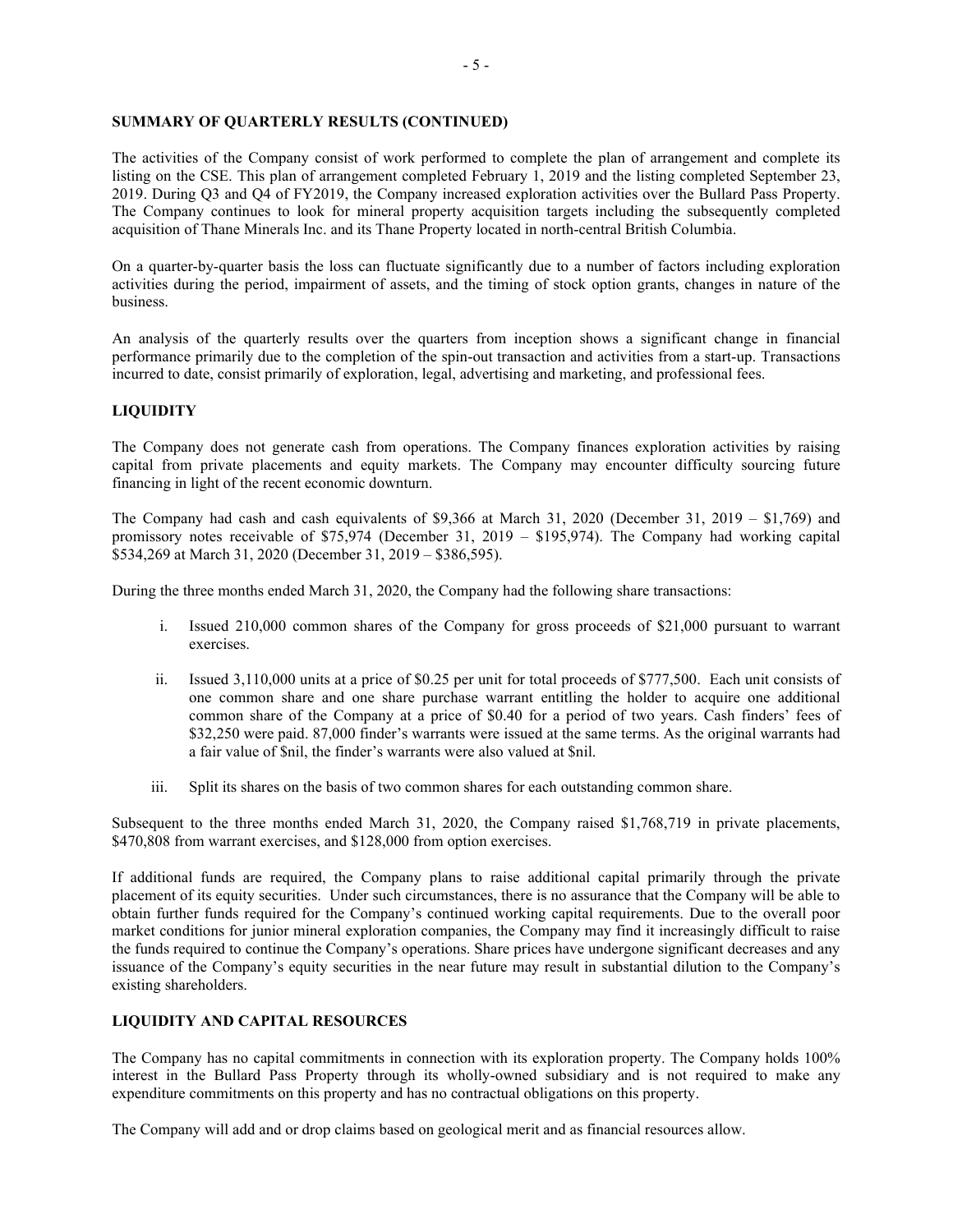## SUMMARY OF QUARTERLY RESULTS (CONTINUED)

The activities of the Company consist of work performed to complete the plan of arrangement and complete its listing on the CSE. This plan of arrangement completed February 1, 2019 and the listing completed September 23, 2019. During Q3 and Q4 of FY2019, the Company increased exploration activities over the Bullard Pass Property. The Company continues to look for mineral property acquisition targets including the subsequently completed acquisition of Thane Minerals Inc. and its Thane Property located in north-central British Columbia.

On a quarter-by-quarter basis the loss can fluctuate significantly due to a number of factors including exploration activities during the period, impairment of assets, and the timing of stock option grants, changes in nature of the business.

An analysis of the quarterly results over the quarters from inception shows a significant change in financial performance primarily due to the completion of the spin-out transaction and activities from a start-up. Transactions incurred to date, consist primarily of exploration, legal, advertising and marketing, and professional fees.

## LIQUIDITY

The Company does not generate cash from operations. The Company finances exploration activities by raising capital from private placements and equity markets. The Company may encounter difficulty sourcing future financing in light of the recent economic downturn.

The Company had cash and cash equivalents of $9,366 at March 31, 2020 (December 31, 2019 – $1,769) and promissory notes receivable of $75,974 (December 31, 2019 – $195,974). The Company had working capital $534,269 at March 31, 2020 (December 31, 2019 – $386,595).

During the three months ended March 31, 2020, the Company had the following share transactions:

i. Issued 210,000 common shares of the Company for gross proceeds of $21,000 pursuant to warrant exercises.

ii. Issued 3,110,000 units at a price of $0.25 per unit for total proceeds of $777,500. Each unit consists of one common share and one share purchase warrant entitling the holder to acquire one additional common share of the Company at a price of $0.40 for a period of two years. Cash finders' fees of $32,250 were paid. 87,000 finder's warrants were issued at the same terms. As the original warrants had a fair value of $nil, the finder's warrants were also valued at $nil.

iii. Split its shares on the basis of two common shares for each outstanding common share.

Subsequent to the three months ended March 31, 2020, the Company raised $1,768,719 in private placements, $470,808 from warrant exercises, and $128,000 from option exercises.

If additional funds are required, the Company plans to raise additional capital primarily through the private placement of its equity securities. Under such circumstances, there is no assurance that the Company will be able to obtain further funds required for the Company's continued working capital requirements. Due to the overall poor market conditions for junior mineral exploration companies, the Company may find it increasingly difficult to raise the funds required to continue the Company's operations. Share prices have undergone significant decreases and any issuance of the Company's equity securities in the near future may result in substantial dilution to the Company's existing shareholders.

## LIQUIDITY AND CAPITAL RESOURCES

The Company has no capital commitments in connection with its exploration property. The Company holds 100% interest in the Bullard Pass Property through its wholly-owned subsidiary and is not required to make any expenditure commitments on this property and has no contractual obligations on this property.

The Company will add and or drop claims based on geological merit and as financial resources allow.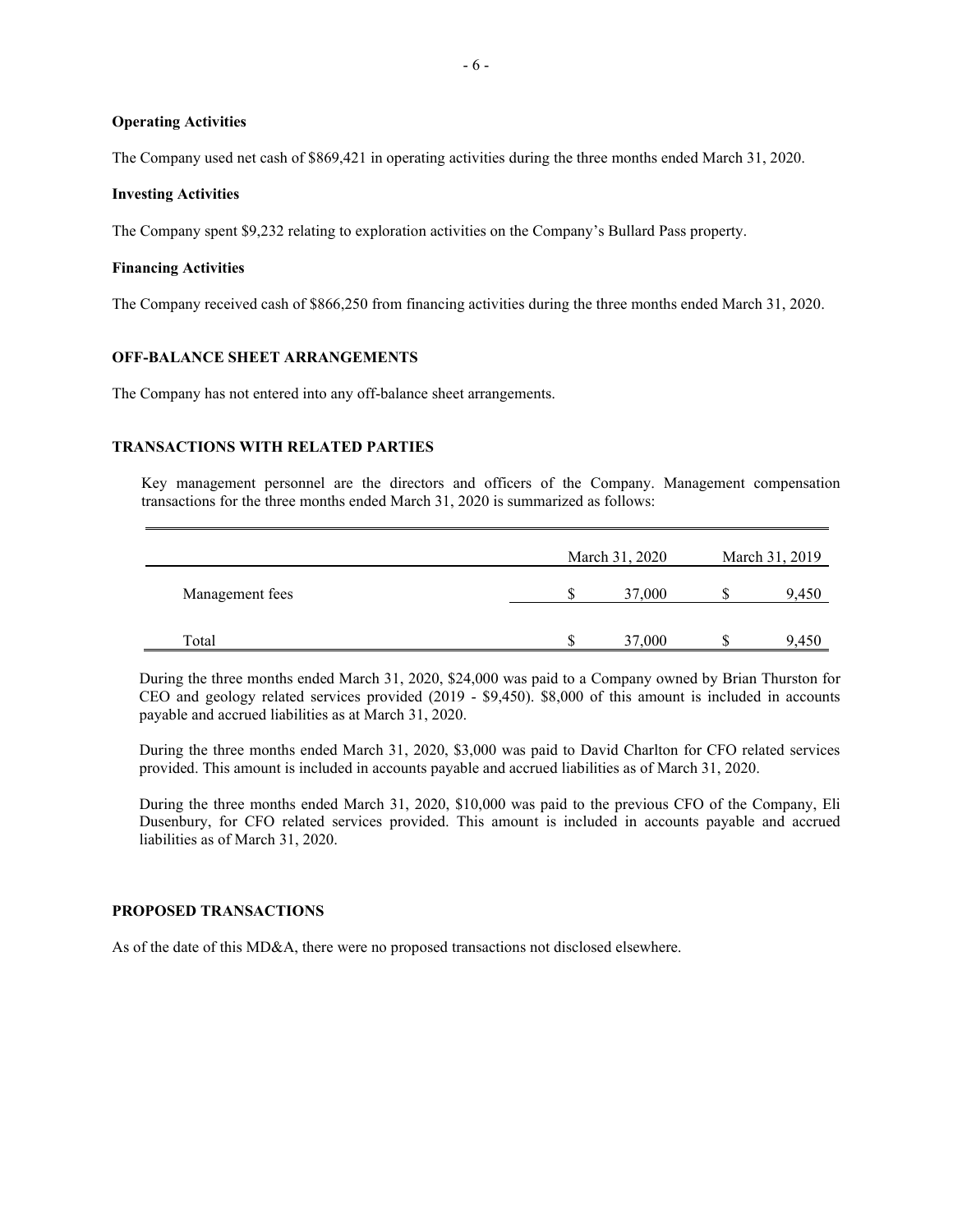**Operating Activities**

The Company used net cash of $869,421 in operating activities during the three months ended March 31, 2020.

**Investing Activities**

The Company spent $9,232 relating to exploration activities on the Company's Bullard Pass property.

**Financing Activities**

The Company received cash of $866,250 from financing activities during the three months ended March 31, 2020.

## OFF-BALANCE SHEET ARRANGEMENTS

The Company has not entered into any off-balance sheet arrangements.

## TRANSACTIONS WITH RELATED PARTIES

Key management personnel are the directors and officers of the Company. Management compensation transactions for the three months ended March 31, 2020 is summarized as follows:

| | March 31, 2020 | March 31, 2019 |
|---|---|---|
| Management fees | $ 37,000 | $ 9,450 |
| Total | $ 37,000 | $ 9,450 |

During the three months ended March 31, 2020, $24,000 was paid to a Company owned by Brian Thurston for CEO and geology related services provided (2019 - $9,450). $8,000 of this amount is included in accounts payable and accrued liabilities as at March 31, 2020.

During the three months ended March 31, 2020, $3,000 was paid to David Charlton for CFO related services provided. This amount is included in accounts payable and accrued liabilities as of March 31, 2020.

During the three months ended March 31, 2020, $10,000 was paid to the previous CFO of the Company, Eli Dusenbury, for CFO related services provided. This amount is included in accounts payable and accrued liabilities as of March 31, 2020.

## PROPOSED TRANSACTIONS

As of the date of this MD&A, there were no proposed transactions not disclosed elsewhere.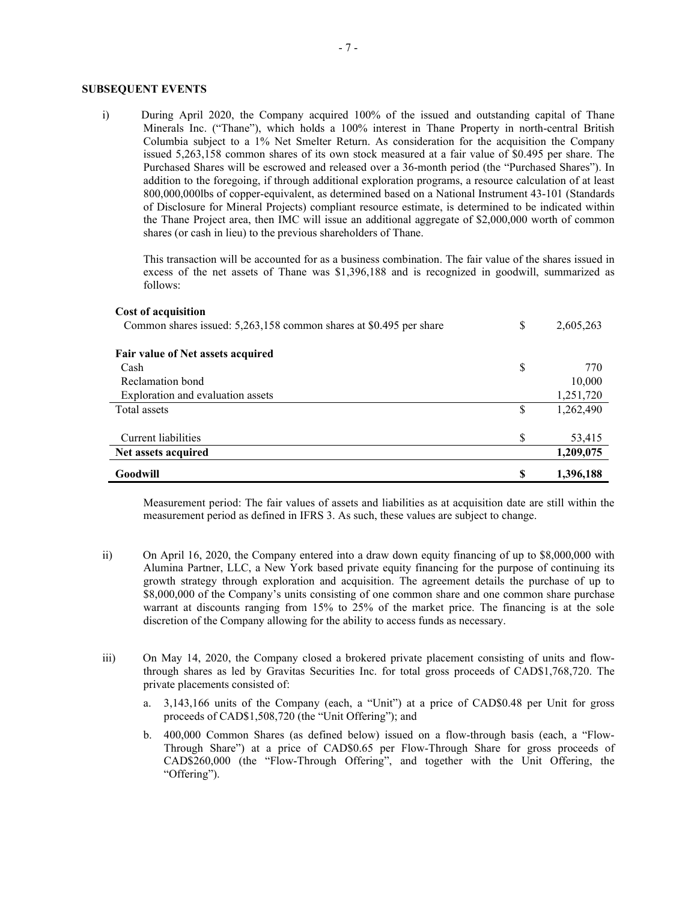## SUBSEQUENT EVENTS

i) During April 2020, the Company acquired 100% of the issued and outstanding capital of Thane Minerals Inc. ("Thane"), which holds a 100% interest in Thane Property in north-central British Columbia subject to a 1% Net Smelter Return. As consideration for the acquisition the Company issued 5,263,158 common shares of its own stock measured at a fair value of $0.495 per share. The Purchased Shares will be escrowed and released over a 36-month period (the "Purchased Shares"). In addition to the foregoing, if through additional exploration programs, a resource calculation of at least 800,000,000lbs of copper-equivalent, as determined based on a National Instrument 43-101 (Standards of Disclosure for Mineral Projects) compliant resource estimate, is determined to be indicated within the Thane Project area, then IMC will issue an additional aggregate of $2,000,000 worth of common shares (or cash in lieu) to the previous shareholders of Thane.

This transaction will be accounted for as a business combination. The fair value of the shares issued in excess of the net assets of Thane was $1,396,188 and is recognized in goodwill, summarized as follows:

| | | |
|---|---|---|
| **Cost of acquisition** | | |
| Common shares issued: 5,263,158 common shares at $0.495 per share | $ | 2,605,263 |
| | | |
| **Fair value of Net assets acquired** | | |
| Cash | $ | 770 |
| Reclamation bond | | 10,000 |
| Exploration and evaluation assets | | 1,251,720 |
| Total assets | $ | 1,262,490 |
| | | |
| Current liabilities | $ | 53,415 |
| **Net assets acquired** | | **1,209,075** |
| **Goodwill** | **$** | **1,396,188** |

Measurement period: The fair values of assets and liabilities as at acquisition date are still within the measurement period as defined in IFRS 3. As such, these values are subject to change.

ii) On April 16, 2020, the Company entered into a draw down equity financing of up to $8,000,000 with Alumina Partner, LLC, a New York based private equity financing for the purpose of continuing its growth strategy through exploration and acquisition. The agreement details the purchase of up to $8,000,000 of the Company's units consisting of one common share and one common share purchase warrant at discounts ranging from 15% to 25% of the market price. The financing is at the sole discretion of the Company allowing for the ability to access funds as necessary.

iii) On May 14, 2020, the Company closed a brokered private placement consisting of units and flow-through shares as led by Gravitas Securities Inc. for total gross proceeds of CAD$1,768,720. The private placements consisted of:

a. 3,143,166 units of the Company (each, a "Unit") at a price of CAD$0.48 per Unit for gross proceeds of CAD$1,508,720 (the "Unit Offering"); and

b. 400,000 Common Shares (as defined below) issued on a flow-through basis (each, a "Flow-Through Share") at a price of CAD$0.65 per Flow-Through Share for gross proceeds of CAD$260,000 (the "Flow-Through Offering", and together with the Unit Offering, the "Offering").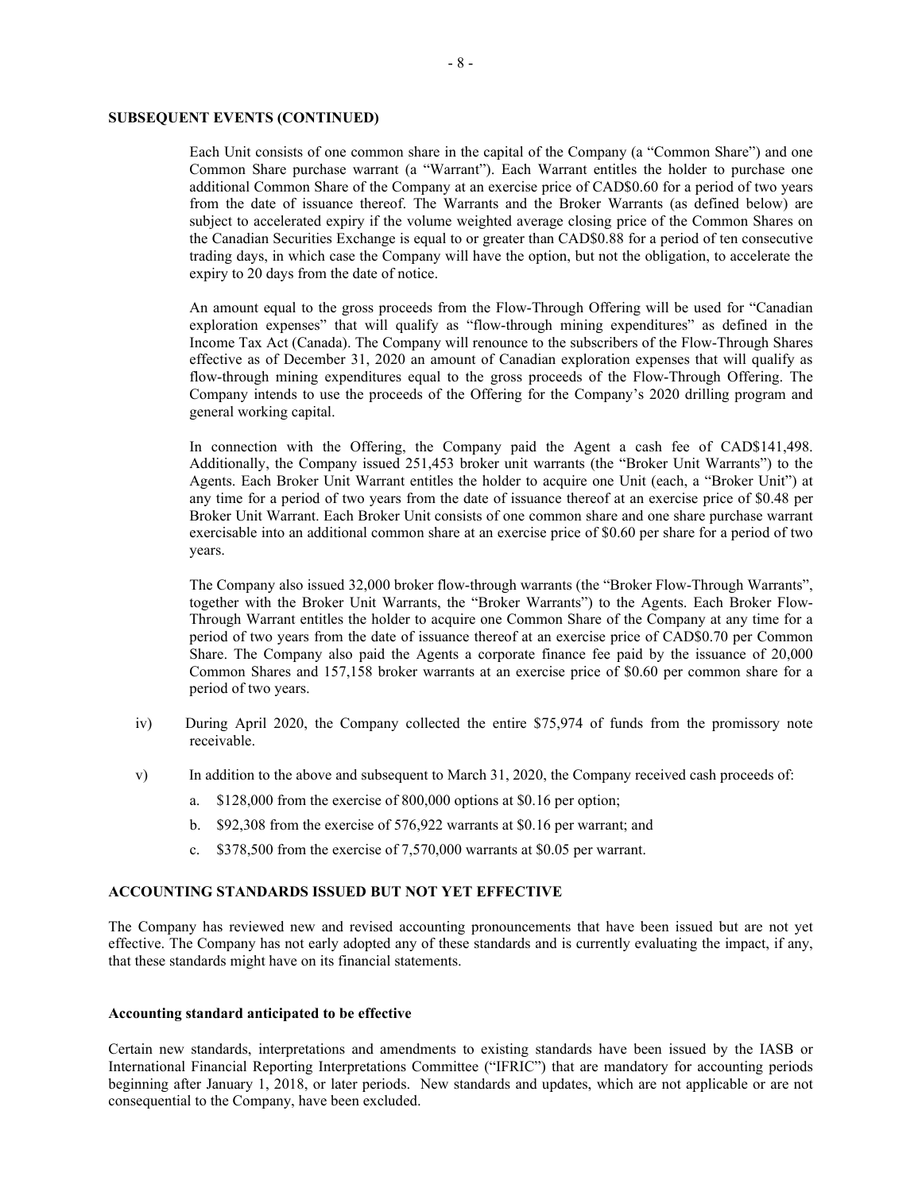**SUBSEQUENT EVENTS (CONTINUED)**

Each Unit consists of one common share in the capital of the Company (a "Common Share") and one Common Share purchase warrant (a "Warrant"). Each Warrant entitles the holder to purchase one additional Common Share of the Company at an exercise price of CAD$0.60 for a period of two years from the date of issuance thereof. The Warrants and the Broker Warrants (as defined below) are subject to accelerated expiry if the volume weighted average closing price of the Common Shares on the Canadian Securities Exchange is equal to or greater than CAD$0.88 for a period of ten consecutive trading days, in which case the Company will have the option, but not the obligation, to accelerate the expiry to 20 days from the date of notice.

An amount equal to the gross proceeds from the Flow-Through Offering will be used for "Canadian exploration expenses" that will qualify as "flow-through mining expenditures" as defined in the Income Tax Act (Canada). The Company will renounce to the subscribers of the Flow-Through Shares effective as of December 31, 2020 an amount of Canadian exploration expenses that will qualify as flow-through mining expenditures equal to the gross proceeds of the Flow-Through Offering. The Company intends to use the proceeds of the Offering for the Company's 2020 drilling program and general working capital.

In connection with the Offering, the Company paid the Agent a cash fee of CAD$141,498. Additionally, the Company issued 251,453 broker unit warrants (the "Broker Unit Warrants") to the Agents. Each Broker Unit Warrant entitles the holder to acquire one Unit (each, a "Broker Unit") at any time for a period of two years from the date of issuance thereof at an exercise price of $0.48 per Broker Unit Warrant. Each Broker Unit consists of one common share and one share purchase warrant exercisable into an additional common share at an exercise price of $0.60 per share for a period of two years.

The Company also issued 32,000 broker flow-through warrants (the "Broker Flow-Through Warrants", together with the Broker Unit Warrants, the "Broker Warrants") to the Agents. Each Broker Flow-Through Warrant entitles the holder to acquire one Common Share of the Company at any time for a period of two years from the date of issuance thereof at an exercise price of CAD$0.70 per Common Share. The Company also paid the Agents a corporate finance fee paid by the issuance of 20,000 Common Shares and 157,158 broker warrants at an exercise price of $0.60 per common share for a period of two years.

iv) During April 2020, the Company collected the entire $75,974 of funds from the promissory note receivable.

v) In addition to the above and subsequent to March 31, 2020, the Company received cash proceeds of:

a. $128,000 from the exercise of 800,000 options at $0.16 per option;

b. $92,308 from the exercise of 576,922 warrants at $0.16 per warrant; and

c. $378,500 from the exercise of 7,570,000 warrants at $0.05 per warrant.

**ACCOUNTING STANDARDS ISSUED BUT NOT YET EFFECTIVE**

The Company has reviewed new and revised accounting pronouncements that have been issued but are not yet effective. The Company has not early adopted any of these standards and is currently evaluating the impact, if any, that these standards might have on its financial statements.

**Accounting standard anticipated to be effective**

Certain new standards, interpretations and amendments to existing standards have been issued by the IASB or International Financial Reporting Interpretations Committee ("IFRIC") that are mandatory for accounting periods beginning after January 1, 2018, or later periods. New standards and updates, which are not applicable or are not consequential to the Company, have been excluded.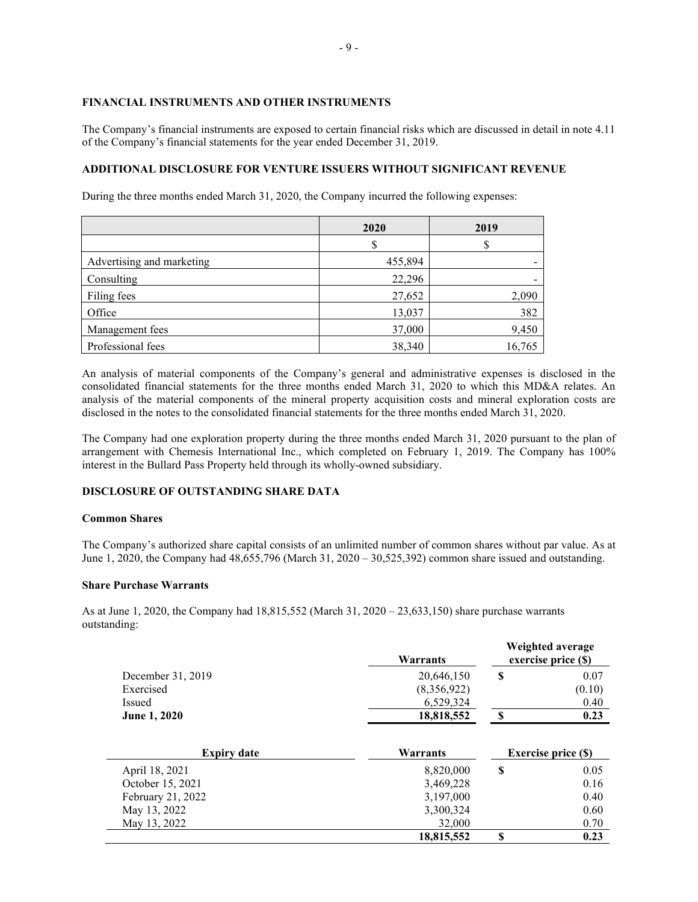## FINANCIAL INSTRUMENTS AND OTHER INSTRUMENTS

The Company's financial instruments are exposed to certain financial risks which are discussed in detail in note 4.11 of the Company's financial statements for the year ended December 31, 2019.

## ADDITIONAL DISCLOSURE FOR VENTURE ISSUERS WITHOUT SIGNIFICANT REVENUE

During the three months ended March 31, 2020, the Company incurred the following expenses:

| | 2020 | 2019 |
|---|---|---|
| | $ | $ |
| Advertising and marketing | 455,894 | - |
| Consulting | 22,296 | - |
| Filing fees | 27,652 | 2,090 |
| Office | 13,037 | 382 |
| Management fees | 37,000 | 9,450 |
| Professional fees | 38,340 | 16,765 |

An analysis of material components of the Company's general and administrative expenses is disclosed in the consolidated financial statements for the three months ended March 31, 2020 to which this MD&A relates. An analysis of the material components of the mineral property acquisition costs and mineral exploration costs are disclosed in the notes to the consolidated financial statements for the three months ended March 31, 2020.

The Company had one exploration property during the three months ended March 31, 2020 pursuant to the plan of arrangement with Chemesis International Inc., which completed on February 1, 2019. The Company has 100% interest in the Bullard Pass Property held through its wholly-owned subsidiary.

## DISCLOSURE OF OUTSTANDING SHARE DATA

### Common Shares

The Company's authorized share capital consists of an unlimited number of common shares without par value. As at June 1, 2020, the Company had 48,655,796 (March 31, 2020 – 30,525,392) common share issued and outstanding.

### Share Purchase Warrants

As at June 1, 2020, the Company had 18,815,552 (March 31, 2020 – 23,633,150) share purchase warrants outstanding:

| | Warrants | Weighted average exercise price ($) |
|---|---|---|
| December 31, 2019 | 20,646,150 | $ 0.07 |
| Exercised | (8,356,922) | (0.10) |
| Issued | 6,529,324 | 0.40 |
| **June 1, 2020** | **18,818,552** | **$ 0.23** |

| Expiry date | Warrants | Exercise price ($) |
|---|---|---|
| April 18, 2021 | 8,820,000 | $ 0.05 |
| October 15, 2021 | 3,469,228 | 0.16 |
| February 21, 2022 | 3,197,000 | 0.40 |
| May 13, 2022 | 3,300,324 | 0.60 |
| May 13, 2022 | 32,000 | 0.70 |
| | **18,815,552** | **$ 0.23** |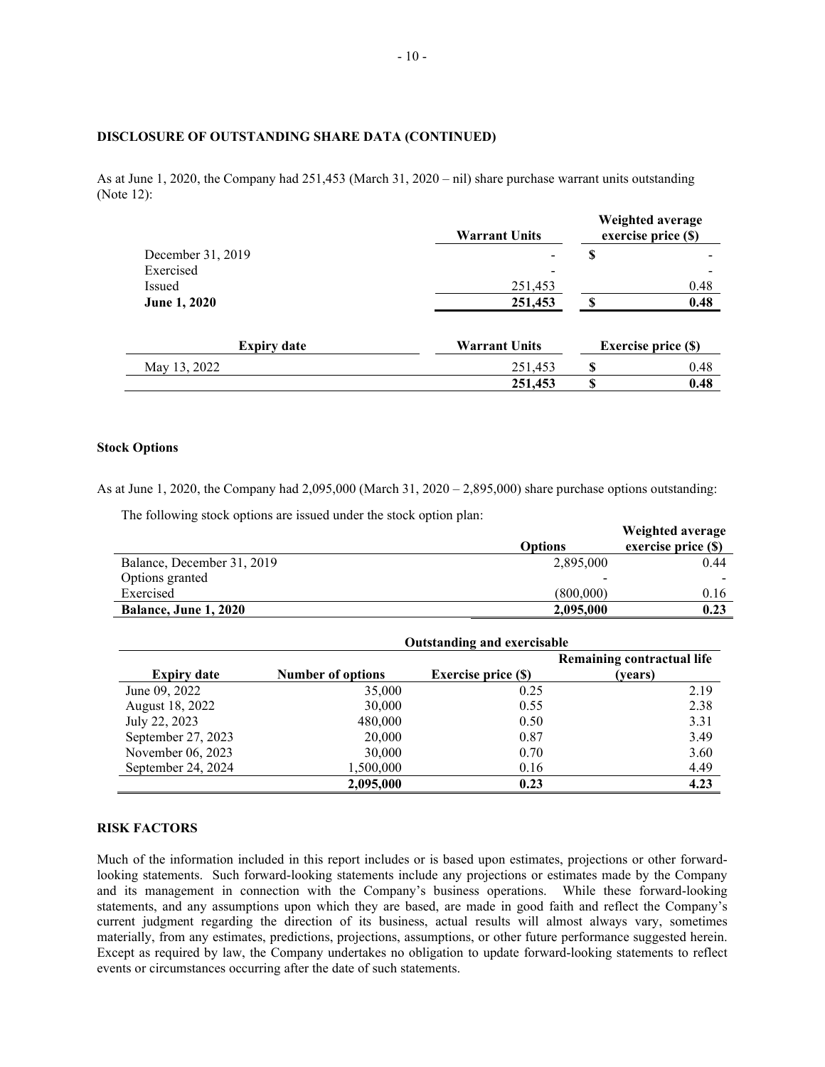**DISCLOSURE OF OUTSTANDING SHARE DATA (CONTINUED)**

As at June 1, 2020, the Company had 251,453 (March 31, 2020 – nil) share purchase warrant units outstanding (Note 12):

| | Warrant Units | Weighted average exercise price ($) |
|---|---|---|
| December 31, 2019 | - | $ - |
| Exercised | - | - |
| Issued | 251,453 | 0.48 |
| **June 1, 2020** | **251,453** | **$ 0.48** |

| Expiry date | Warrant Units | Exercise price ($) |
|---|---|---|
| May 13, 2022 | 251,453 | $ 0.48 |
| | **251,453** | **$ 0.48** |

**Stock Options**

As at June 1, 2020, the Company had 2,095,000 (March 31, 2020 – 2,895,000) share purchase options outstanding:

The following stock options are issued under the stock option plan:

| | Options | Weighted average exercise price ($) |
|---|---|---|
| Balance, December 31, 2019 | 2,895,000 | 0.44 |
| Options granted | - | - |
| Exercised | (800,000) | 0.16 |
| **Balance, June 1, 2020** | **2,095,000** | **0.23** |

| | Outstanding and exercisable | | |
|---|---|---|---|
| Expiry date | Number of options | Exercise price ($) | Remaining contractual life (years) |
| June 09, 2022 | 35,000 | 0.25 | 2.19 |
| August 18, 2022 | 30,000 | 0.55 | 2.38 |
| July 22, 2023 | 480,000 | 0.50 | 3.31 |
| September 27, 2023 | 20,000 | 0.87 | 3.49 |
| November 06, 2023 | 30,000 | 0.70 | 3.60 |
| September 24, 2024 | 1,500,000 | 0.16 | 4.49 |
| | **2,095,000** | **0.23** | **4.23** |

**RISK FACTORS**

Much of the information included in this report includes or is based upon estimates, projections or other forward-looking statements. Such forward-looking statements include any projections or estimates made by the Company and its management in connection with the Company's business operations. While these forward-looking statements, and any assumptions upon which they are based, are made in good faith and reflect the Company's current judgment regarding the direction of its business, actual results will almost always vary, sometimes materially, from any estimates, predictions, projections, assumptions, or other future performance suggested herein. Except as required by law, the Company undertakes no obligation to update forward-looking statements to reflect events or circumstances occurring after the date of such statements.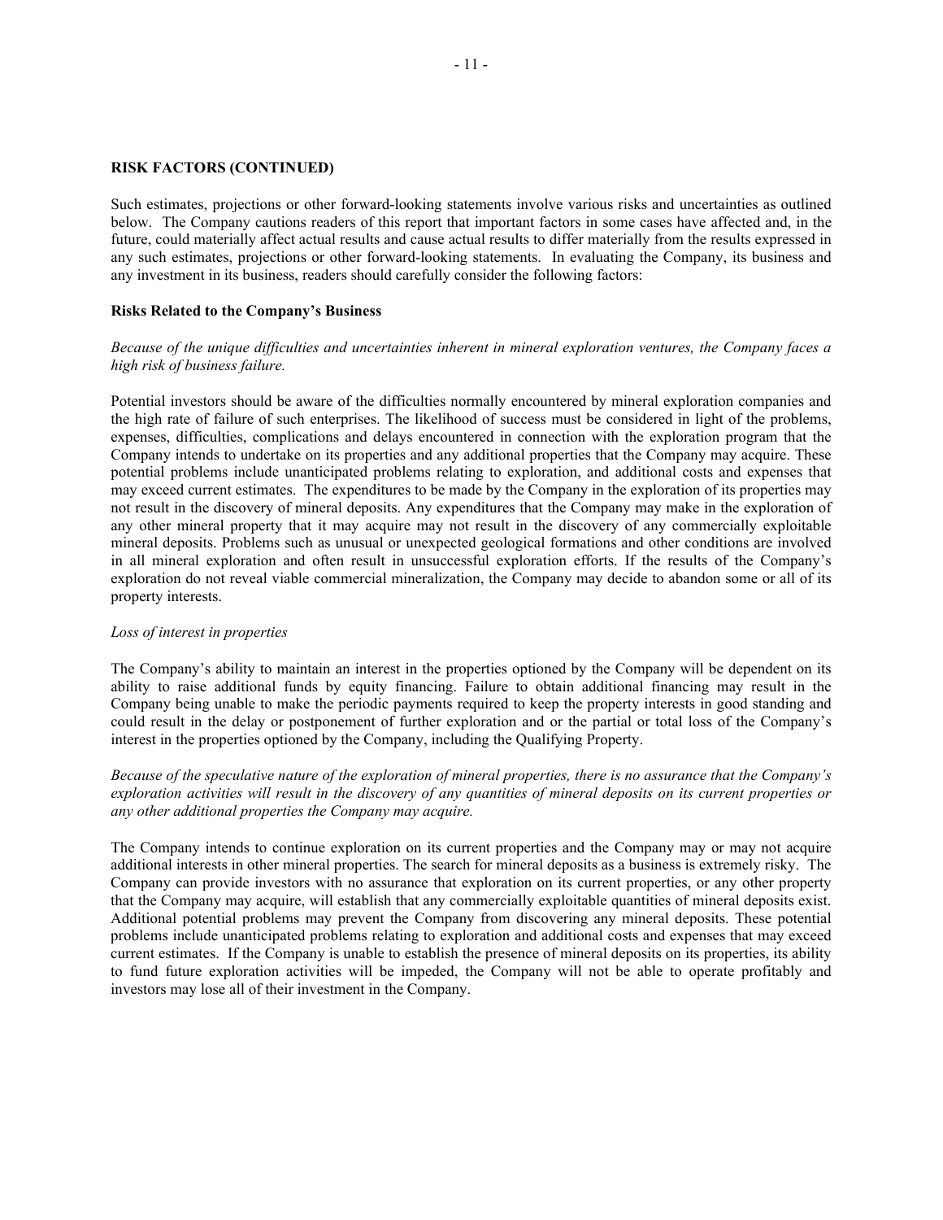**RISK FACTORS (CONTINUED)**

Such estimates, projections or other forward-looking statements involve various risks and uncertainties as outlined below. The Company cautions readers of this report that important factors in some cases have affected and, in the future, could materially affect actual results and cause actual results to differ materially from the results expressed in any such estimates, projections or other forward-looking statements. In evaluating the Company, its business and any investment in its business, readers should carefully consider the following factors:

**Risks Related to the Company's Business**

*Because of the unique difficulties and uncertainties inherent in mineral exploration ventures, the Company faces a high risk of business failure.*

Potential investors should be aware of the difficulties normally encountered by mineral exploration companies and the high rate of failure of such enterprises. The likelihood of success must be considered in light of the problems, expenses, difficulties, complications and delays encountered in connection with the exploration program that the Company intends to undertake on its properties and any additional properties that the Company may acquire. These potential problems include unanticipated problems relating to exploration, and additional costs and expenses that may exceed current estimates. The expenditures to be made by the Company in the exploration of its properties may not result in the discovery of mineral deposits. Any expenditures that the Company may make in the exploration of any other mineral property that it may acquire may not result in the discovery of any commercially exploitable mineral deposits. Problems such as unusual or unexpected geological formations and other conditions are involved in all mineral exploration and often result in unsuccessful exploration efforts. If the results of the Company's exploration do not reveal viable commercial mineralization, the Company may decide to abandon some or all of its property interests.

*Loss of interest in properties*

The Company's ability to maintain an interest in the properties optioned by the Company will be dependent on its ability to raise additional funds by equity financing. Failure to obtain additional financing may result in the Company being unable to make the periodic payments required to keep the property interests in good standing and could result in the delay or postponement of further exploration and or the partial or total loss of the Company's interest in the properties optioned by the Company, including the Qualifying Property.

*Because of the speculative nature of the exploration of mineral properties, there is no assurance that the Company's exploration activities will result in the discovery of any quantities of mineral deposits on its current properties or any other additional properties the Company may acquire.*

The Company intends to continue exploration on its current properties and the Company may or may not acquire additional interests in other mineral properties. The search for mineral deposits as a business is extremely risky. The Company can provide investors with no assurance that exploration on its current properties, or any other property that the Company may acquire, will establish that any commercially exploitable quantities of mineral deposits exist. Additional potential problems may prevent the Company from discovering any mineral deposits. These potential problems include unanticipated problems relating to exploration and additional costs and expenses that may exceed current estimates. If the Company is unable to establish the presence of mineral deposits on its properties, its ability to fund future exploration activities will be impeded, the Company will not be able to operate profitably and investors may lose all of their investment in the Company.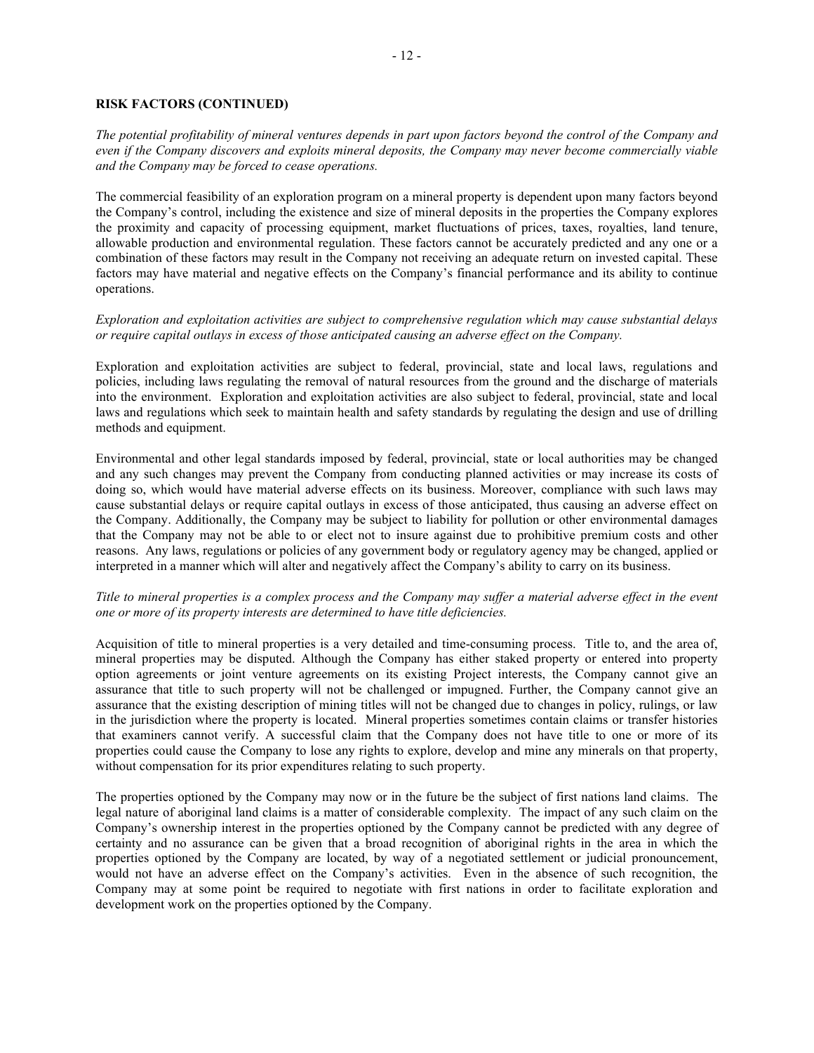**RISK FACTORS (CONTINUED)**

*The potential profitability of mineral ventures depends in part upon factors beyond the control of the Company and even if the Company discovers and exploits mineral deposits, the Company may never become commercially viable and the Company may be forced to cease operations.*

The commercial feasibility of an exploration program on a mineral property is dependent upon many factors beyond the Company's control, including the existence and size of mineral deposits in the properties the Company explores the proximity and capacity of processing equipment, market fluctuations of prices, taxes, royalties, land tenure, allowable production and environmental regulation. These factors cannot be accurately predicted and any one or a combination of these factors may result in the Company not receiving an adequate return on invested capital. These factors may have material and negative effects on the Company's financial performance and its ability to continue operations.

*Exploration and exploitation activities are subject to comprehensive regulation which may cause substantial delays or require capital outlays in excess of those anticipated causing an adverse effect on the Company.*

Exploration and exploitation activities are subject to federal, provincial, state and local laws, regulations and policies, including laws regulating the removal of natural resources from the ground and the discharge of materials into the environment. Exploration and exploitation activities are also subject to federal, provincial, state and local laws and regulations which seek to maintain health and safety standards by regulating the design and use of drilling methods and equipment.

Environmental and other legal standards imposed by federal, provincial, state or local authorities may be changed and any such changes may prevent the Company from conducting planned activities or may increase its costs of doing so, which would have material adverse effects on its business. Moreover, compliance with such laws may cause substantial delays or require capital outlays in excess of those anticipated, thus causing an adverse effect on the Company. Additionally, the Company may be subject to liability for pollution or other environmental damages that the Company may not be able to or elect not to insure against due to prohibitive premium costs and other reasons. Any laws, regulations or policies of any government body or regulatory agency may be changed, applied or interpreted in a manner which will alter and negatively affect the Company's ability to carry on its business.

*Title to mineral properties is a complex process and the Company may suffer a material adverse effect in the event one or more of its property interests are determined to have title deficiencies.*

Acquisition of title to mineral properties is a very detailed and time-consuming process. Title to, and the area of, mineral properties may be disputed. Although the Company has either staked property or entered into property option agreements or joint venture agreements on its existing Project interests, the Company cannot give an assurance that title to such property will not be challenged or impugned. Further, the Company cannot give an assurance that the existing description of mining titles will not be changed due to changes in policy, rulings, or law in the jurisdiction where the property is located. Mineral properties sometimes contain claims or transfer histories that examiners cannot verify. A successful claim that the Company does not have title to one or more of its properties could cause the Company to lose any rights to explore, develop and mine any minerals on that property, without compensation for its prior expenditures relating to such property.

The properties optioned by the Company may now or in the future be the subject of first nations land claims. The legal nature of aboriginal land claims is a matter of considerable complexity. The impact of any such claim on the Company's ownership interest in the properties optioned by the Company cannot be predicted with any degree of certainty and no assurance can be given that a broad recognition of aboriginal rights in the area in which the properties optioned by the Company are located, by way of a negotiated settlement or judicial pronouncement, would not have an adverse effect on the Company's activities. Even in the absence of such recognition, the Company may at some point be required to negotiate with first nations in order to facilitate exploration and development work on the properties optioned by the Company.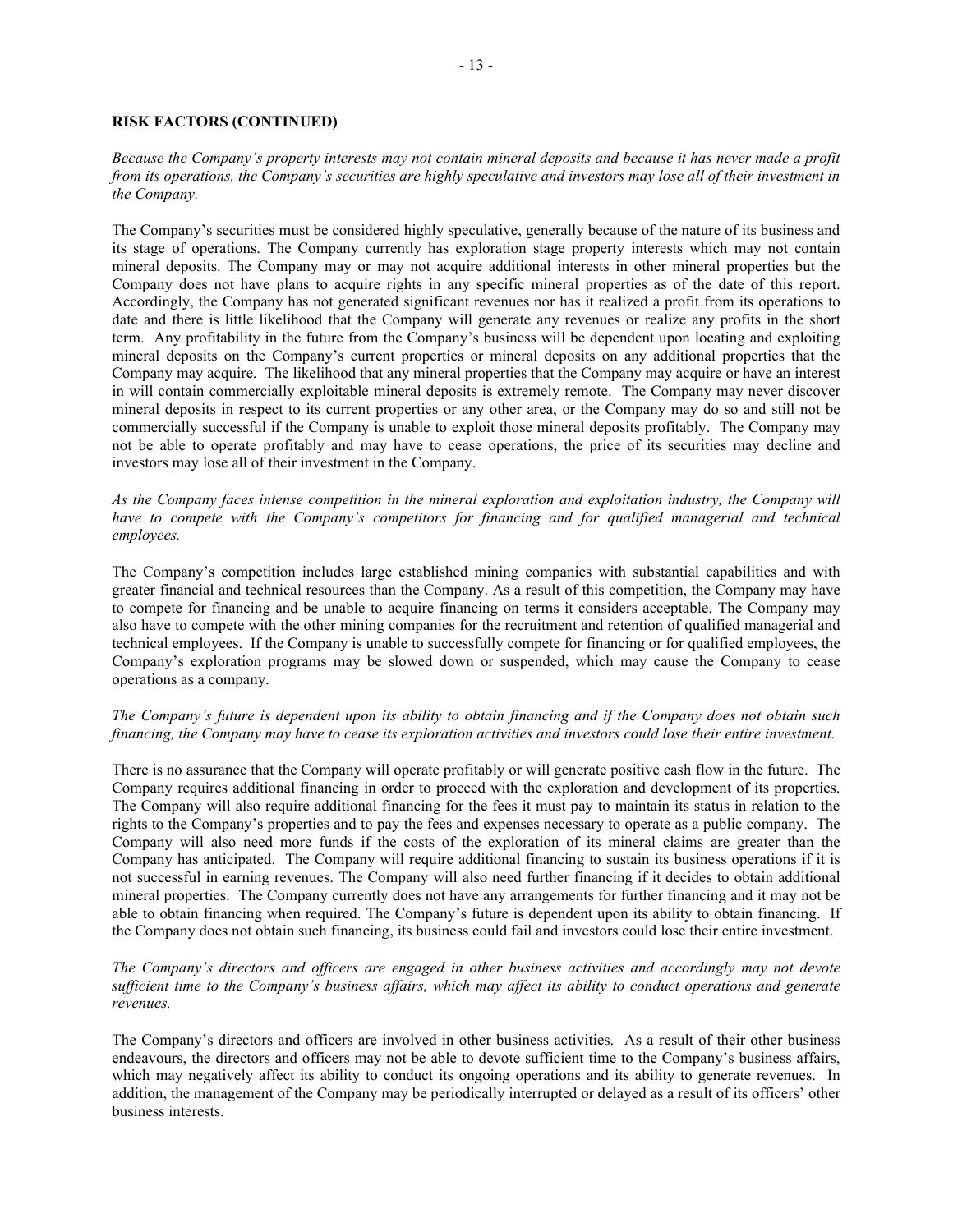**RISK FACTORS (CONTINUED)**

*Because the Company's property interests may not contain mineral deposits and because it has never made a profit from its operations, the Company's securities are highly speculative and investors may lose all of their investment in the Company.*

The Company's securities must be considered highly speculative, generally because of the nature of its business and its stage of operations. The Company currently has exploration stage property interests which may not contain mineral deposits. The Company may or may not acquire additional interests in other mineral properties but the Company does not have plans to acquire rights in any specific mineral properties as of the date of this report. Accordingly, the Company has not generated significant revenues nor has it realized a profit from its operations to date and there is little likelihood that the Company will generate any revenues or realize any profits in the short term. Any profitability in the future from the Company's business will be dependent upon locating and exploiting mineral deposits on the Company's current properties or mineral deposits on any additional properties that the Company may acquire. The likelihood that any mineral properties that the Company may acquire or have an interest in will contain commercially exploitable mineral deposits is extremely remote. The Company may never discover mineral deposits in respect to its current properties or any other area, or the Company may do so and still not be commercially successful if the Company is unable to exploit those mineral deposits profitably. The Company may not be able to operate profitably and may have to cease operations, the price of its securities may decline and investors may lose all of their investment in the Company.

*As the Company faces intense competition in the mineral exploration and exploitation industry, the Company will have to compete with the Company's competitors for financing and for qualified managerial and technical employees.*

The Company's competition includes large established mining companies with substantial capabilities and with greater financial and technical resources than the Company. As a result of this competition, the Company may have to compete for financing and be unable to acquire financing on terms it considers acceptable. The Company may also have to compete with the other mining companies for the recruitment and retention of qualified managerial and technical employees. If the Company is unable to successfully compete for financing or for qualified employees, the Company's exploration programs may be slowed down or suspended, which may cause the Company to cease operations as a company.

*The Company's future is dependent upon its ability to obtain financing and if the Company does not obtain such financing, the Company may have to cease its exploration activities and investors could lose their entire investment.*

There is no assurance that the Company will operate profitably or will generate positive cash flow in the future. The Company requires additional financing in order to proceed with the exploration and development of its properties. The Company will also require additional financing for the fees it must pay to maintain its status in relation to the rights to the Company's properties and to pay the fees and expenses necessary to operate as a public company. The Company will also need more funds if the costs of the exploration of its mineral claims are greater than the Company has anticipated. The Company will require additional financing to sustain its business operations if it is not successful in earning revenues. The Company will also need further financing if it decides to obtain additional mineral properties. The Company currently does not have any arrangements for further financing and it may not be able to obtain financing when required. The Company's future is dependent upon its ability to obtain financing. If the Company does not obtain such financing, its business could fail and investors could lose their entire investment.

*The Company's directors and officers are engaged in other business activities and accordingly may not devote sufficient time to the Company's business affairs, which may affect its ability to conduct operations and generate revenues.*

The Company's directors and officers are involved in other business activities. As a result of their other business endeavours, the directors and officers may not be able to devote sufficient time to the Company's business affairs, which may negatively affect its ability to conduct its ongoing operations and its ability to generate revenues. In addition, the management of the Company may be periodically interrupted or delayed as a result of its officers' other business interests.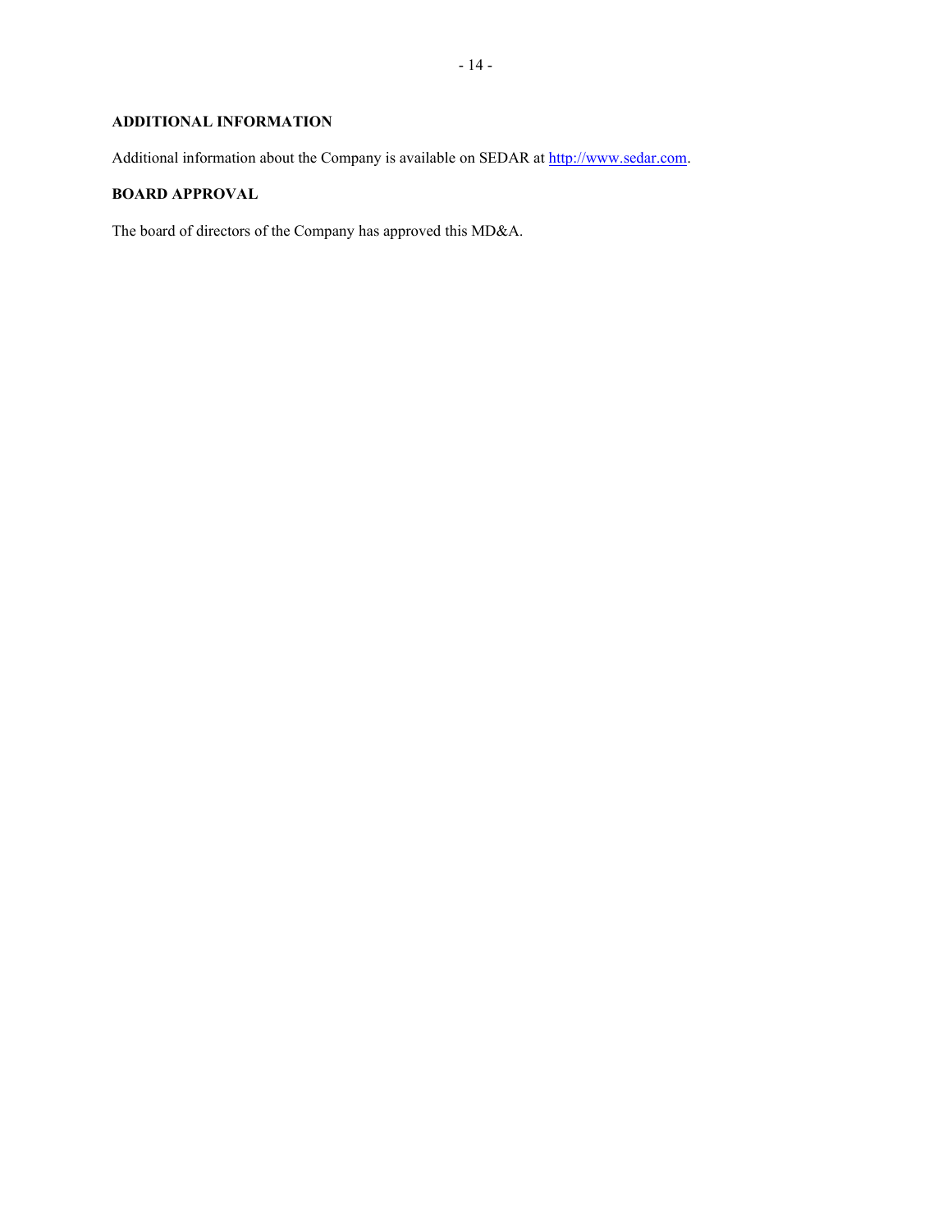## ADDITIONAL INFORMATION

Additional information about the Company is available on SEDAR at http://www.sedar.com.

## BOARD APPROVAL

The board of directors of the Company has approved this MD&A.